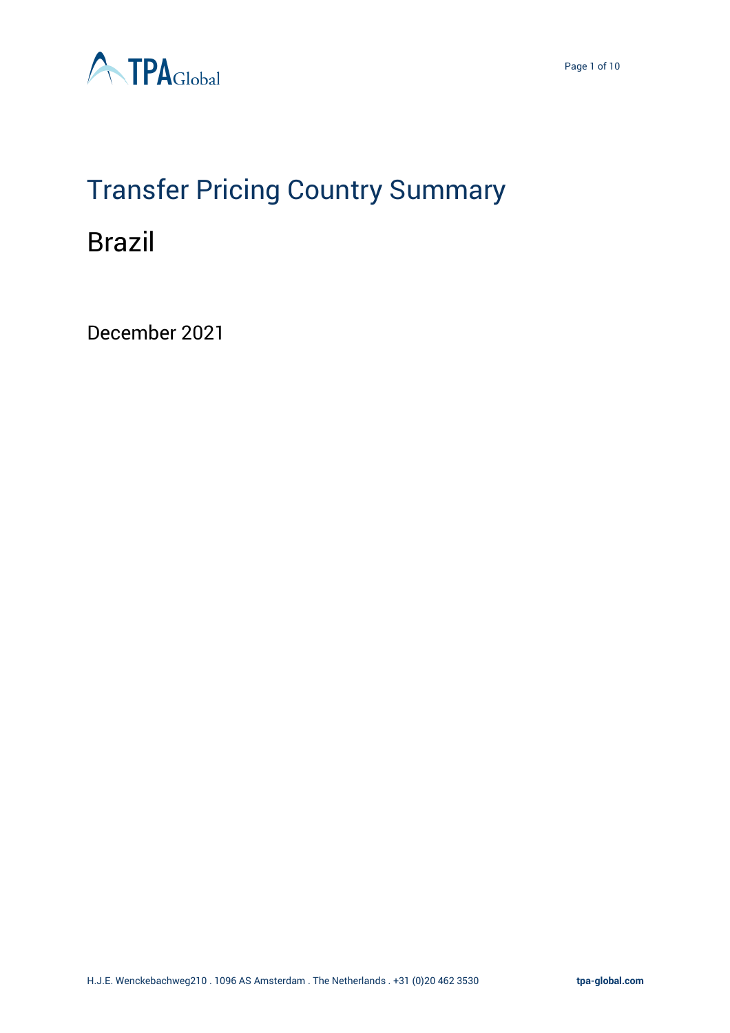# Transfer Pricing Country Summary

## Brazil

December 2021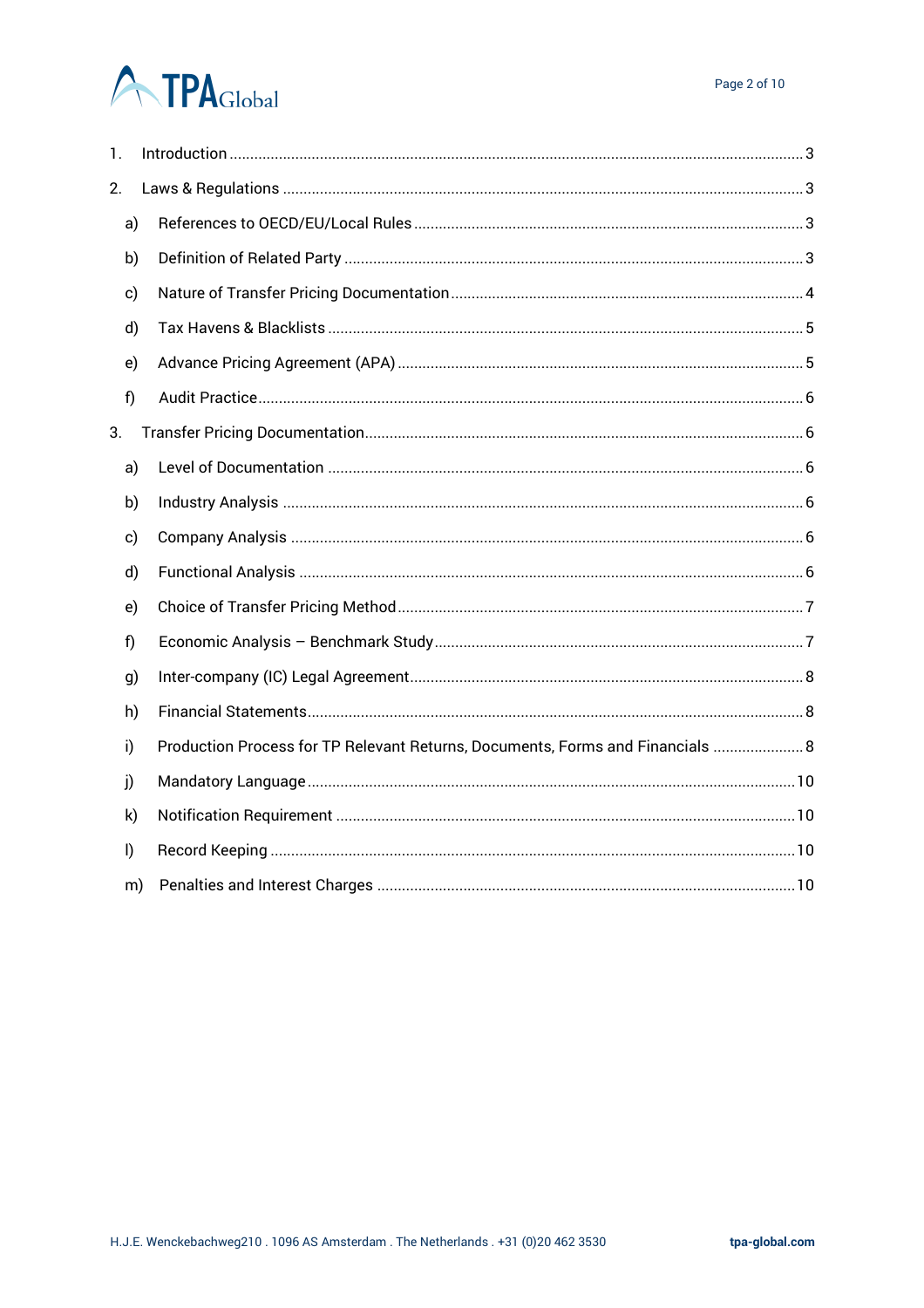1. Introduction ... 3
2. Laws & Regulations ... 3
    a) References to OECD/EU/Local Rules ... 3
    b) Definition of Related Party ... 3
    c) Nature of Transfer Pricing Documentation ... 4
    d) Tax Havens & Blacklists ... 5
    e) Advance Pricing Agreement (APA) ... 5
    f) Audit Practice ... 6
3. Transfer Pricing Documentation ... 6
    a) Level of Documentation ... 6
    b) Industry Analysis ... 6
    c) Company Analysis ... 6
    d) Functional Analysis ... 6
    e) Choice of Transfer Pricing Method ... 7
    f) Economic Analysis – Benchmark Study ... 7
    g) Inter-company (IC) Legal Agreement ... 8
    h) Financial Statements ... 8
    i) Production Process for TP Relevant Returns, Documents, Forms and Financials ... 8
    j) Mandatory Language ... 10
    k) Notification Requirement ... 10
    l) Record Keeping ... 10
    m) Penalties and Interest Charges ... 10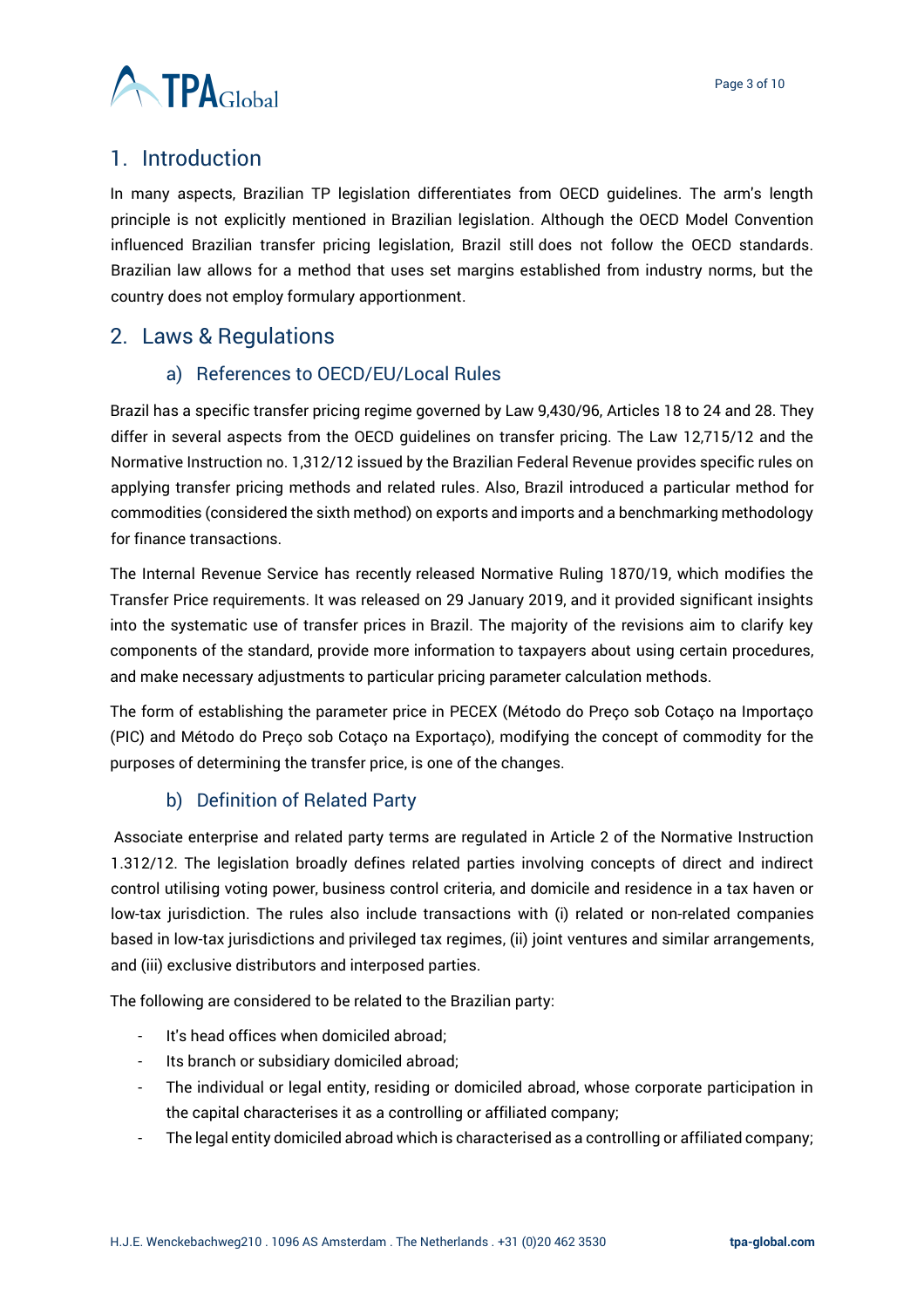## 1. Introduction

In many aspects, Brazilian TP legislation differentiates from OECD guidelines. The arm's length principle is not explicitly mentioned in Brazilian legislation. Although the OECD Model Convention influenced Brazilian transfer pricing legislation, Brazil still does not follow the OECD standards. Brazilian law allows for a method that uses set margins established from industry norms, but the country does not employ formulary apportionment.

## 2. Laws & Regulations

### a) References to OECD/EU/Local Rules

Brazil has a specific transfer pricing regime governed by Law 9,430/96, Articles 18 to 24 and 28. They differ in several aspects from the OECD guidelines on transfer pricing. The Law 12,715/12 and the Normative Instruction no. 1,312/12 issued by the Brazilian Federal Revenue provides specific rules on applying transfer pricing methods and related rules. Also, Brazil introduced a particular method for commodities (considered the sixth method) on exports and imports and a benchmarking methodology for finance transactions.

The Internal Revenue Service has recently released Normative Ruling 1870/19, which modifies the Transfer Price requirements. It was released on 29 January 2019, and it provided significant insights into the systematic use of transfer prices in Brazil. The majority of the revisions aim to clarify key components of the standard, provide more information to taxpayers about using certain procedures, and make necessary adjustments to particular pricing parameter calculation methods.

The form of establishing the parameter price in PECEX (Método do Preço sob Cotaço na Importaço (PIC) and Método do Preço sob Cotaço na Exportaço), modifying the concept of commodity for the purposes of determining the transfer price, is one of the changes.

### b) Definition of Related Party

Associate enterprise and related party terms are regulated in Article 2 of the Normative Instruction 1.312/12. The legislation broadly defines related parties involving concepts of direct and indirect control utilising voting power, business control criteria, and domicile and residence in a tax haven or low-tax jurisdiction. The rules also include transactions with (i) related or non-related companies based in low-tax jurisdictions and privileged tax regimes, (ii) joint ventures and similar arrangements, and (iii) exclusive distributors and interposed parties.

The following are considered to be related to the Brazilian party:

- It's head offices when domiciled abroad;
- Its branch or subsidiary domiciled abroad;
- The individual or legal entity, residing or domiciled abroad, whose corporate participation in the capital characterises it as a controlling or affiliated company;
- The legal entity domiciled abroad which is characterised as a controlling or affiliated company;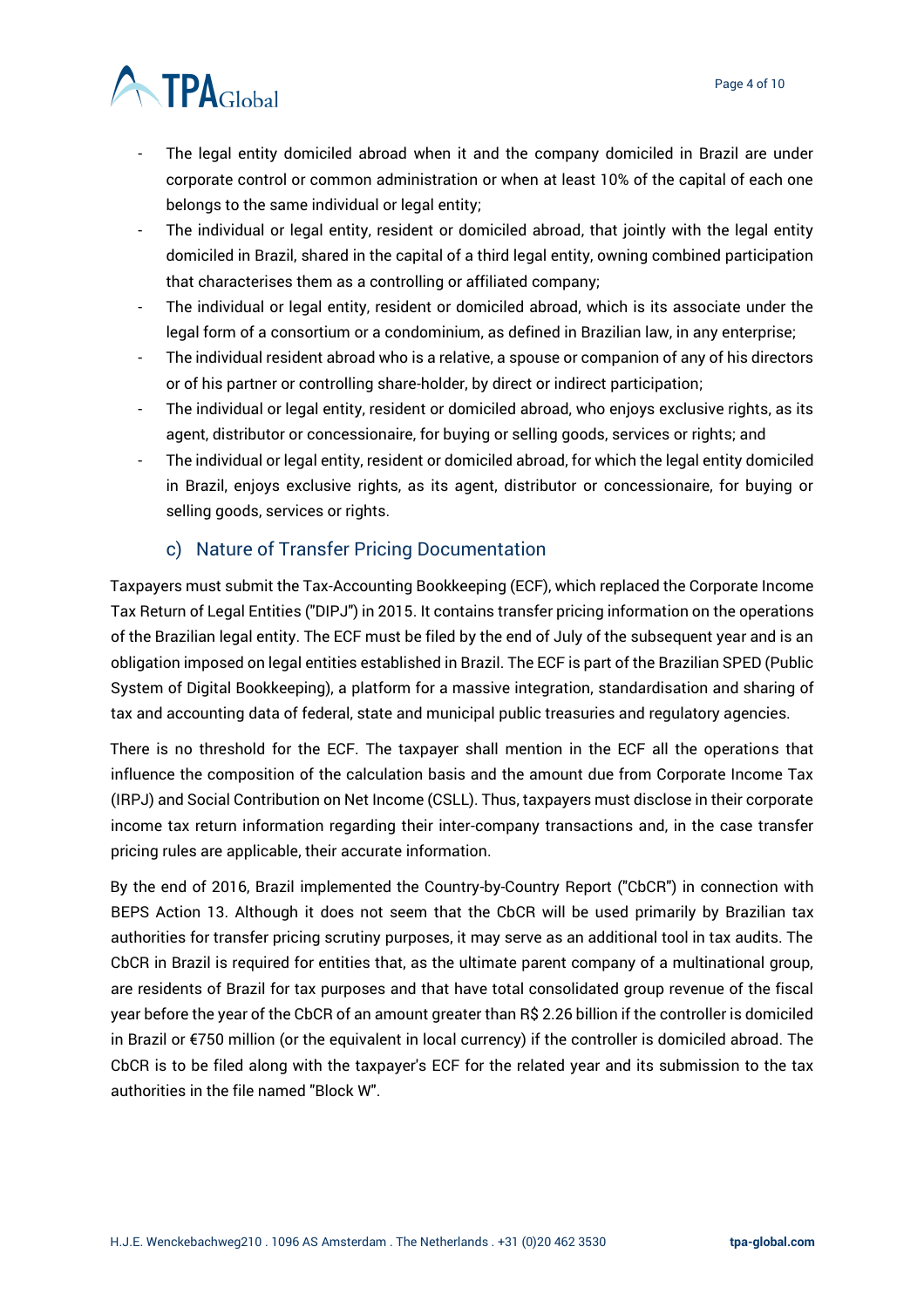- The legal entity domiciled abroad when it and the company domiciled in Brazil are under corporate control or common administration or when at least 10% of the capital of each one belongs to the same individual or legal entity;
- The individual or legal entity, resident or domiciled abroad, that jointly with the legal entity domiciled in Brazil, shared in the capital of a third legal entity, owning combined participation that characterises them as a controlling or affiliated company;
- The individual or legal entity, resident or domiciled abroad, which is its associate under the legal form of a consortium or a condominium, as defined in Brazilian law, in any enterprise;
- The individual resident abroad who is a relative, a spouse or companion of any of his directors or of his partner or controlling share-holder, by direct or indirect participation;
- The individual or legal entity, resident or domiciled abroad, who enjoys exclusive rights, as its agent, distributor or concessionaire, for buying or selling goods, services or rights; and
- The individual or legal entity, resident or domiciled abroad, for which the legal entity domiciled in Brazil, enjoys exclusive rights, as its agent, distributor or concessionaire, for buying or selling goods, services or rights.

### c) Nature of Transfer Pricing Documentation

Taxpayers must submit the Tax-Accounting Bookkeeping (ECF), which replaced the Corporate Income Tax Return of Legal Entities ("DIPJ") in 2015. It contains transfer pricing information on the operations of the Brazilian legal entity. The ECF must be filed by the end of July of the subsequent year and is an obligation imposed on legal entities established in Brazil. The ECF is part of the Brazilian SPED (Public System of Digital Bookkeeping), a platform for a massive integration, standardisation and sharing of tax and accounting data of federal, state and municipal public treasuries and regulatory agencies.

There is no threshold for the ECF. The taxpayer shall mention in the ECF all the operations that influence the composition of the calculation basis and the amount due from Corporate Income Tax (IRPJ) and Social Contribution on Net Income (CSLL). Thus, taxpayers must disclose in their corporate income tax return information regarding their inter-company transactions and, in the case transfer pricing rules are applicable, their accurate information.

By the end of 2016, Brazil implemented the Country-by-Country Report ("CbCR") in connection with BEPS Action 13. Although it does not seem that the CbCR will be used primarily by Brazilian tax authorities for transfer pricing scrutiny purposes, it may serve as an additional tool in tax audits. The CbCR in Brazil is required for entities that, as the ultimate parent company of a multinational group, are residents of Brazil for tax purposes and that have total consolidated group revenue of the fiscal year before the year of the CbCR of an amount greater than R$ 2.26 billion if the controller is domiciled in Brazil or €750 million (or the equivalent in local currency) if the controller is domiciled abroad. The CbCR is to be filed along with the taxpayer's ECF for the related year and its submission to the tax authorities in the file named "Block W".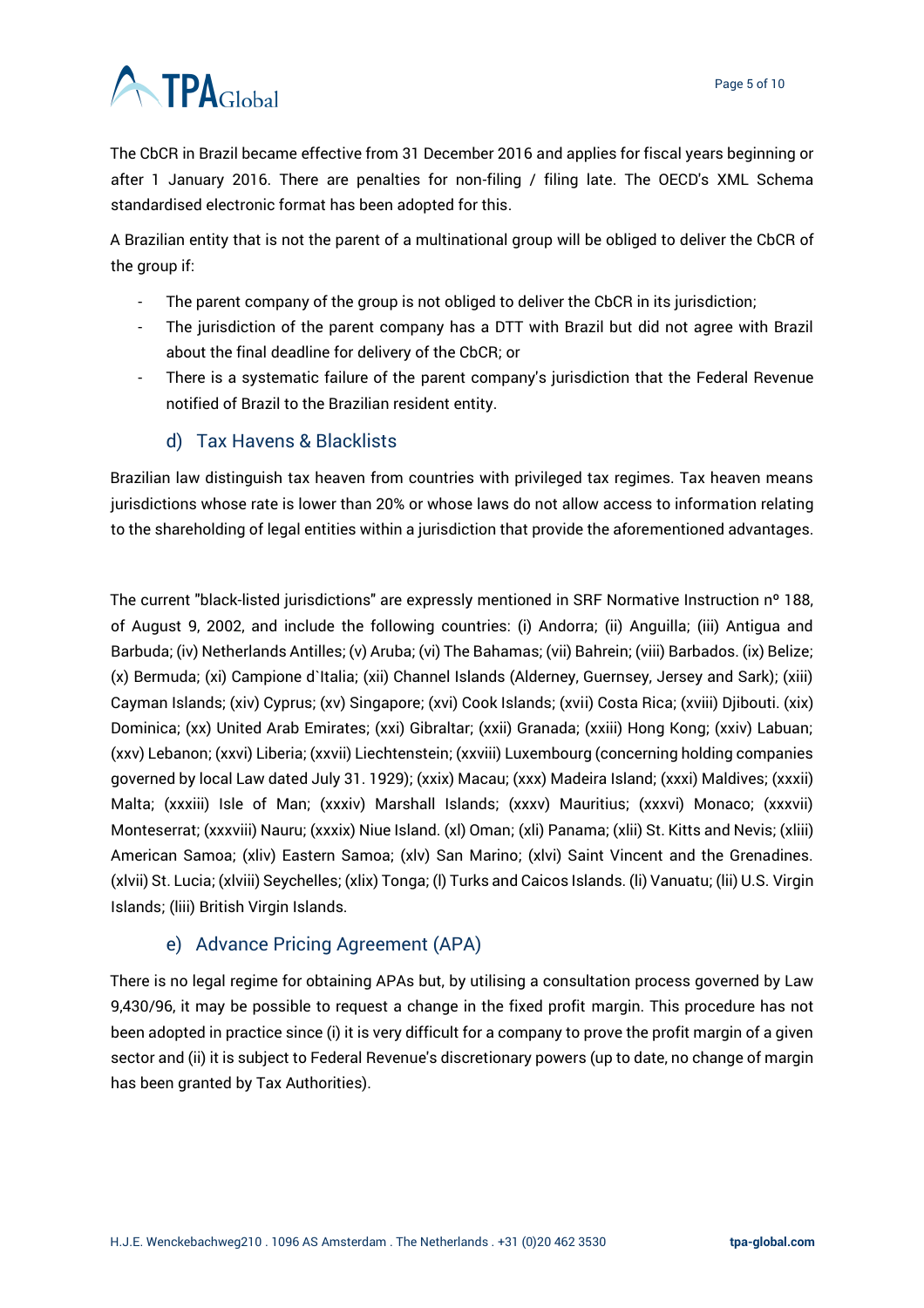The CbCR in Brazil became effective from 31 December 2016 and applies for fiscal years beginning or after 1 January 2016. There are penalties for non-filing / filing late. The OECD's XML Schema standardised electronic format has been adopted for this.

A Brazilian entity that is not the parent of a multinational group will be obliged to deliver the CbCR of the group if:

- The parent company of the group is not obliged to deliver the CbCR in its jurisdiction;
- The jurisdiction of the parent company has a DTT with Brazil but did not agree with Brazil about the final deadline for delivery of the CbCR; or
- There is a systematic failure of the parent company's jurisdiction that the Federal Revenue notified of Brazil to the Brazilian resident entity.

### d) Tax Havens & Blacklists

Brazilian law distinguish tax heaven from countries with privileged tax regimes. Tax heaven means jurisdictions whose rate is lower than 20% or whose laws do not allow access to information relating to the shareholding of legal entities within a jurisdiction that provide the aforementioned advantages.

The current "black-listed jurisdictions" are expressly mentioned in SRF Normative Instruction nº 188, of August 9, 2002, and include the following countries: (i) Andorra; (ii) Anguilla; (iii) Antigua and Barbuda; (iv) Netherlands Antilles; (v) Aruba; (vi) The Bahamas; (vii) Bahrein; (viii) Barbados. (ix) Belize; (x) Bermuda; (xi) Campione d`Italia; (xii) Channel Islands (Alderney, Guernsey, Jersey and Sark); (xiii) Cayman Islands; (xiv) Cyprus; (xv) Singapore; (xvi) Cook Islands; (xvii) Costa Rica; (xviii) Djibouti. (xix) Dominica; (xx) United Arab Emirates; (xxi) Gibraltar; (xxii) Granada; (xxiii) Hong Kong; (xxiv) Labuan; (xxv) Lebanon; (xxvi) Liberia; (xxvii) Liechtenstein; (xxviii) Luxembourg (concerning holding companies governed by local Law dated July 31. 1929); (xxix) Macau; (xxx) Madeira Island; (xxxi) Maldives; (xxxii) Malta; (xxxiii) Isle of Man; (xxxiv) Marshall Islands; (xxxv) Mauritius; (xxxvi) Monaco; (xxxvii) Monteserrat; (xxxviii) Nauru; (xxxix) Niue Island. (xl) Oman; (xli) Panama; (xlii) St. Kitts and Nevis; (xliii) American Samoa; (xliv) Eastern Samoa; (xlv) San Marino; (xlvi) Saint Vincent and the Grenadines. (xlvii) St. Lucia; (xlviii) Seychelles; (xlix) Tonga; (l) Turks and Caicos Islands. (li) Vanuatu; (lii) U.S. Virgin Islands; (liii) British Virgin Islands.

### e) Advance Pricing Agreement (APA)

There is no legal regime for obtaining APAs but, by utilising a consultation process governed by Law 9,430/96, it may be possible to request a change in the fixed profit margin. This procedure has not been adopted in practice since (i) it is very difficult for a company to prove the profit margin of a given sector and (ii) it is subject to Federal Revenue's discretionary powers (up to date, no change of margin has been granted by Tax Authorities).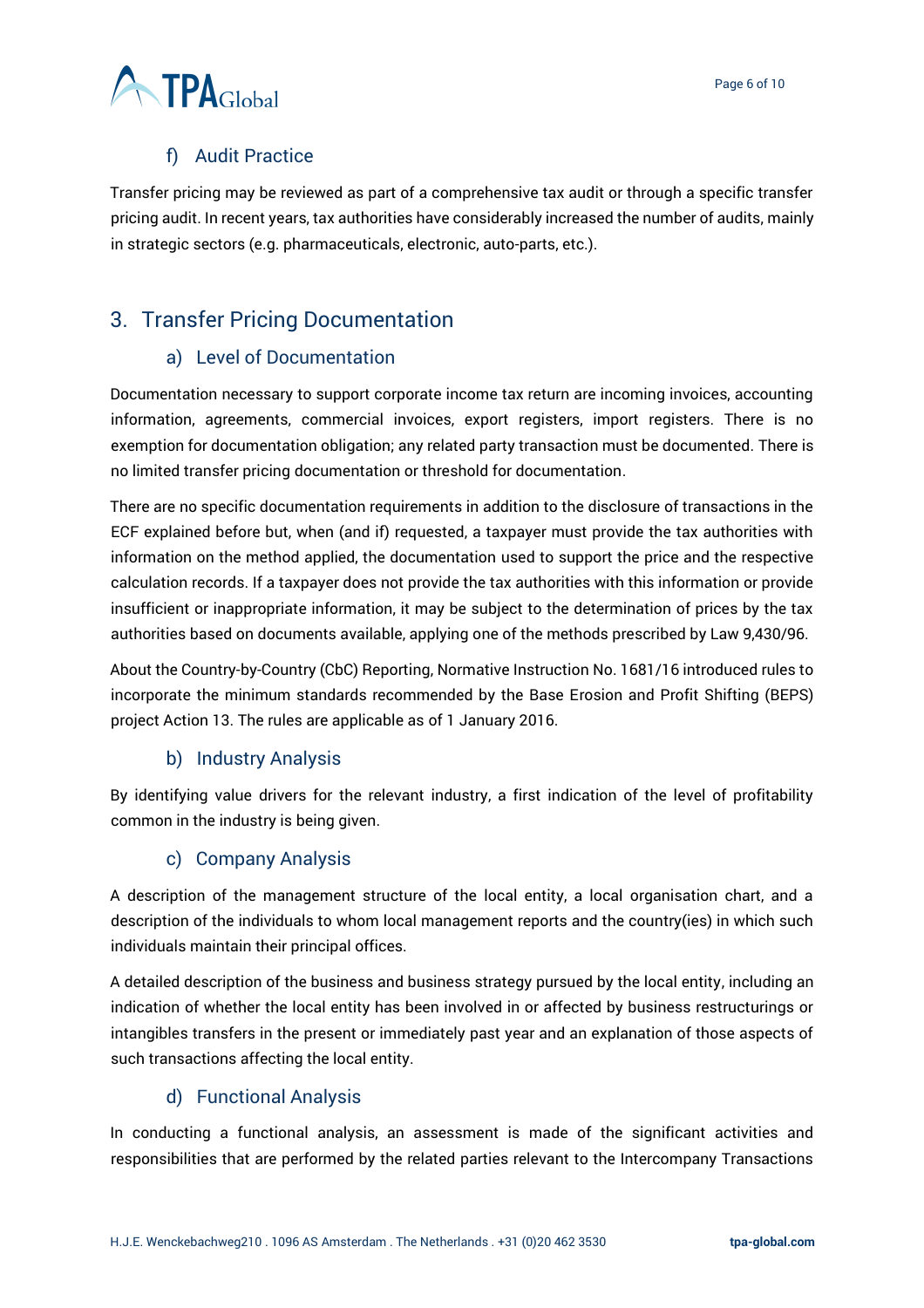### f) Audit Practice

Transfer pricing may be reviewed as part of a comprehensive tax audit or through a specific transfer pricing audit. In recent years, tax authorities have considerably increased the number of audits, mainly in strategic sectors (e.g. pharmaceuticals, electronic, auto-parts, etc.).

## 3. Transfer Pricing Documentation

### a) Level of Documentation

Documentation necessary to support corporate income tax return are incoming invoices, accounting information, agreements, commercial invoices, export registers, import registers. There is no exemption for documentation obligation; any related party transaction must be documented. There is no limited transfer pricing documentation or threshold for documentation.

There are no specific documentation requirements in addition to the disclosure of transactions in the ECF explained before but, when (and if) requested, a taxpayer must provide the tax authorities with information on the method applied, the documentation used to support the price and the respective calculation records. If a taxpayer does not provide the tax authorities with this information or provide insufficient or inappropriate information, it may be subject to the determination of prices by the tax authorities based on documents available, applying one of the methods prescribed by Law 9,430/96.

About the Country-by-Country (CbC) Reporting, Normative Instruction No. 1681/16 introduced rules to incorporate the minimum standards recommended by the Base Erosion and Profit Shifting (BEPS) project Action 13. The rules are applicable as of 1 January 2016.

### b) Industry Analysis

By identifying value drivers for the relevant industry, a first indication of the level of profitability common in the industry is being given.

### c) Company Analysis

A description of the management structure of the local entity, a local organisation chart, and a description of the individuals to whom local management reports and the country(ies) in which such individuals maintain their principal offices.

A detailed description of the business and business strategy pursued by the local entity, including an indication of whether the local entity has been involved in or affected by business restructurings or intangibles transfers in the present or immediately past year and an explanation of those aspects of such transactions affecting the local entity.

### d) Functional Analysis

In conducting a functional analysis, an assessment is made of the significant activities and responsibilities that are performed by the related parties relevant to the Intercompany Transactions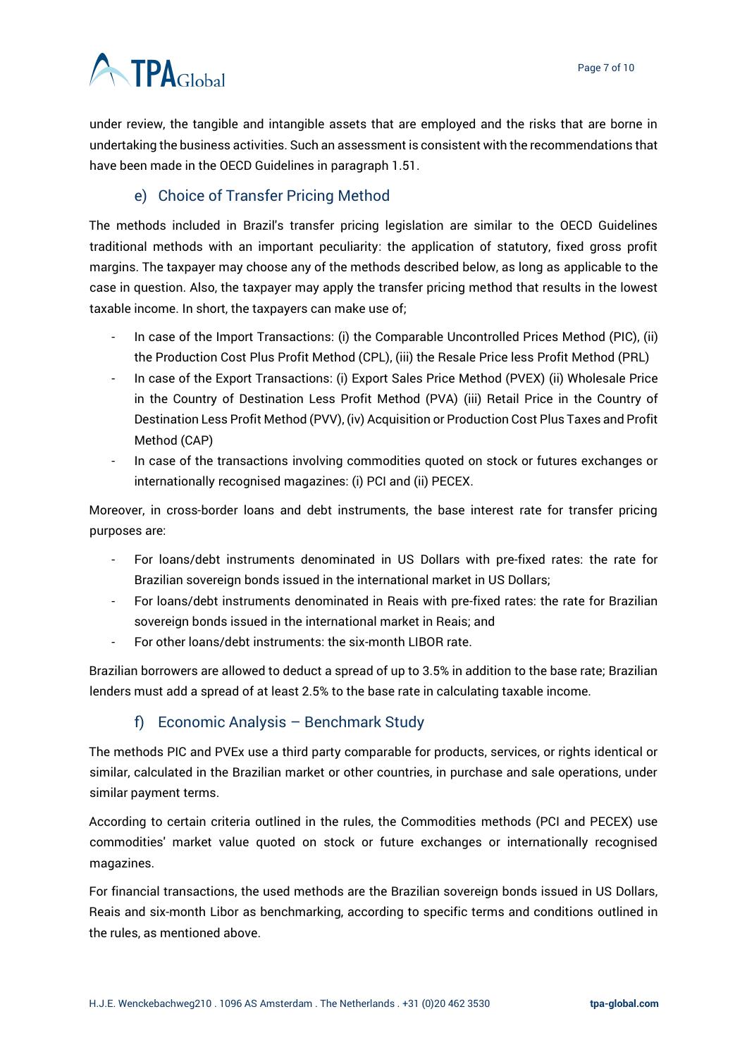under review, the tangible and intangible assets that are employed and the risks that are borne in undertaking the business activities. Such an assessment is consistent with the recommendations that have been made in the OECD Guidelines in paragraph 1.51.

### e) Choice of Transfer Pricing Method

The methods included in Brazil's transfer pricing legislation are similar to the OECD Guidelines traditional methods with an important peculiarity: the application of statutory, fixed gross profit margins. The taxpayer may choose any of the methods described below, as long as applicable to the case in question. Also, the taxpayer may apply the transfer pricing method that results in the lowest taxable income. In short, the taxpayers can make use of;

- In case of the Import Transactions: (i) the Comparable Uncontrolled Prices Method (PIC), (ii) the Production Cost Plus Profit Method (CPL), (iii) the Resale Price less Profit Method (PRL)
- In case of the Export Transactions: (i) Export Sales Price Method (PVEX) (ii) Wholesale Price in the Country of Destination Less Profit Method (PVA) (iii) Retail Price in the Country of Destination Less Profit Method (PVV), (iv) Acquisition or Production Cost Plus Taxes and Profit Method (CAP)
- In case of the transactions involving commodities quoted on stock or futures exchanges or internationally recognised magazines: (i) PCI and (ii) PECEX.

Moreover, in cross-border loans and debt instruments, the base interest rate for transfer pricing purposes are:

- For loans/debt instruments denominated in US Dollars with pre-fixed rates: the rate for Brazilian sovereign bonds issued in the international market in US Dollars;
- For loans/debt instruments denominated in Reais with pre-fixed rates: the rate for Brazilian sovereign bonds issued in the international market in Reais; and
- For other loans/debt instruments: the six-month LIBOR rate.

Brazilian borrowers are allowed to deduct a spread of up to 3.5% in addition to the base rate; Brazilian lenders must add a spread of at least 2.5% to the base rate in calculating taxable income.

### f) Economic Analysis – Benchmark Study

The methods PIC and PVEx use a third party comparable for products, services, or rights identical or similar, calculated in the Brazilian market or other countries, in purchase and sale operations, under similar payment terms.

According to certain criteria outlined in the rules, the Commodities methods (PCI and PECEX) use commodities' market value quoted on stock or future exchanges or internationally recognised magazines.

For financial transactions, the used methods are the Brazilian sovereign bonds issued in US Dollars, Reais and six-month Libor as benchmarking, according to specific terms and conditions outlined in the rules, as mentioned above.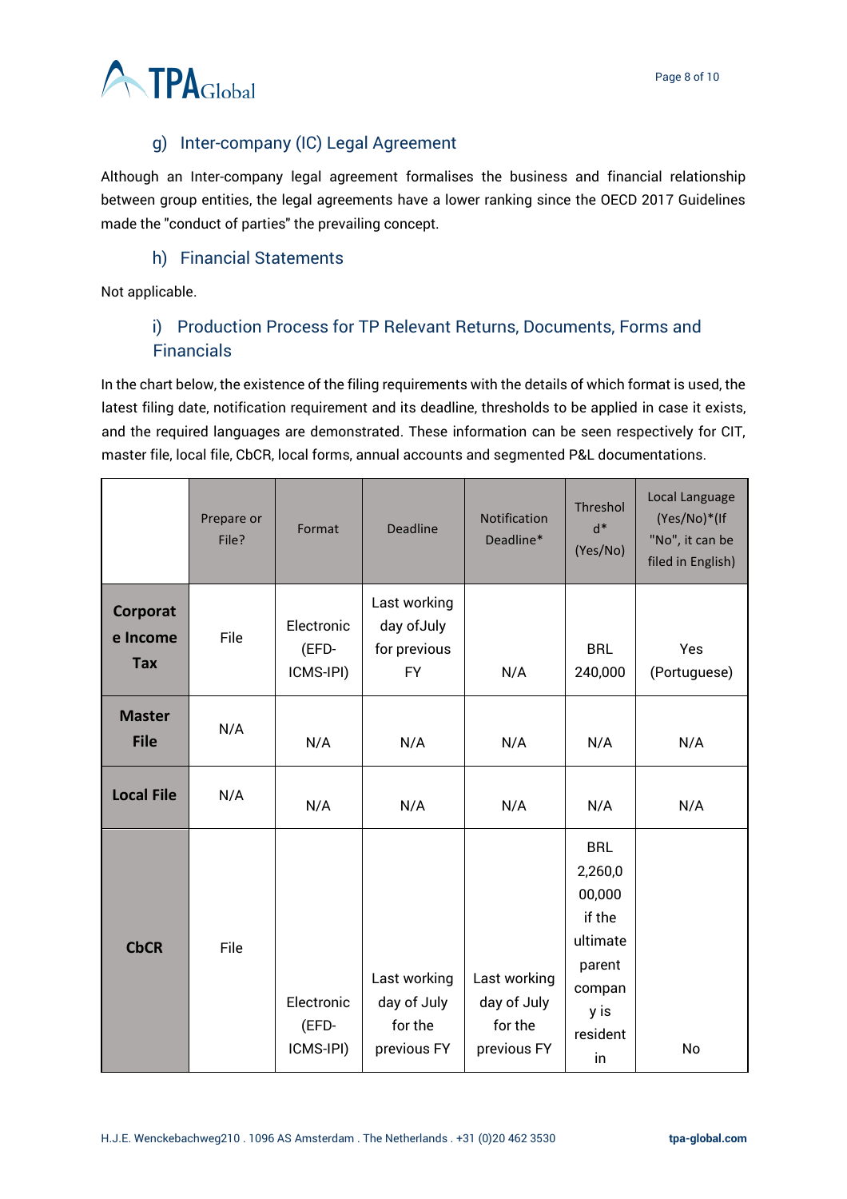### g) Inter-company (IC) Legal Agreement

Although an Inter-company legal agreement formalises the business and financial relationship between group entities, the legal agreements have a lower ranking since the OECD 2017 Guidelines made the "conduct of parties" the prevailing concept.

### h) Financial Statements

Not applicable.

### i) Production Process for TP Relevant Returns, Documents, Forms and Financials

In the chart below, the existence of the filing requirements with the details of which format is used, the latest filing date, notification requirement and its deadline, thresholds to be applied in case it exists, and the required languages are demonstrated. These information can be seen respectively for CIT, master file, local file, CbCR, local forms, annual accounts and segmented P&L documentations.

| | Prepare or File? | Format | Deadline | Notification Deadline* | Threshold* (Yes/No) | Local Language (Yes/No)*(If "No", it can be filed in English) |
|---|---|---|---|---|---|---|
| **Corporate Income Tax** | File | Electronic (EFD-ICMS-IPI) | Last working day ofJuly for previous FY | N/A | BRL 240,000 | Yes (Portuguese) |
| **Master File** | N/A | N/A | N/A | N/A | N/A | N/A |
| **Local File** | N/A | N/A | N/A | N/A | N/A | N/A |
| **CbCR** | File | Electronic (EFD-ICMS-IPI) | Last working day of July for the previous FY | Last working day of July for the previous FY | BRL 2,260,000,000 if the ultimate parent company is resident in | No |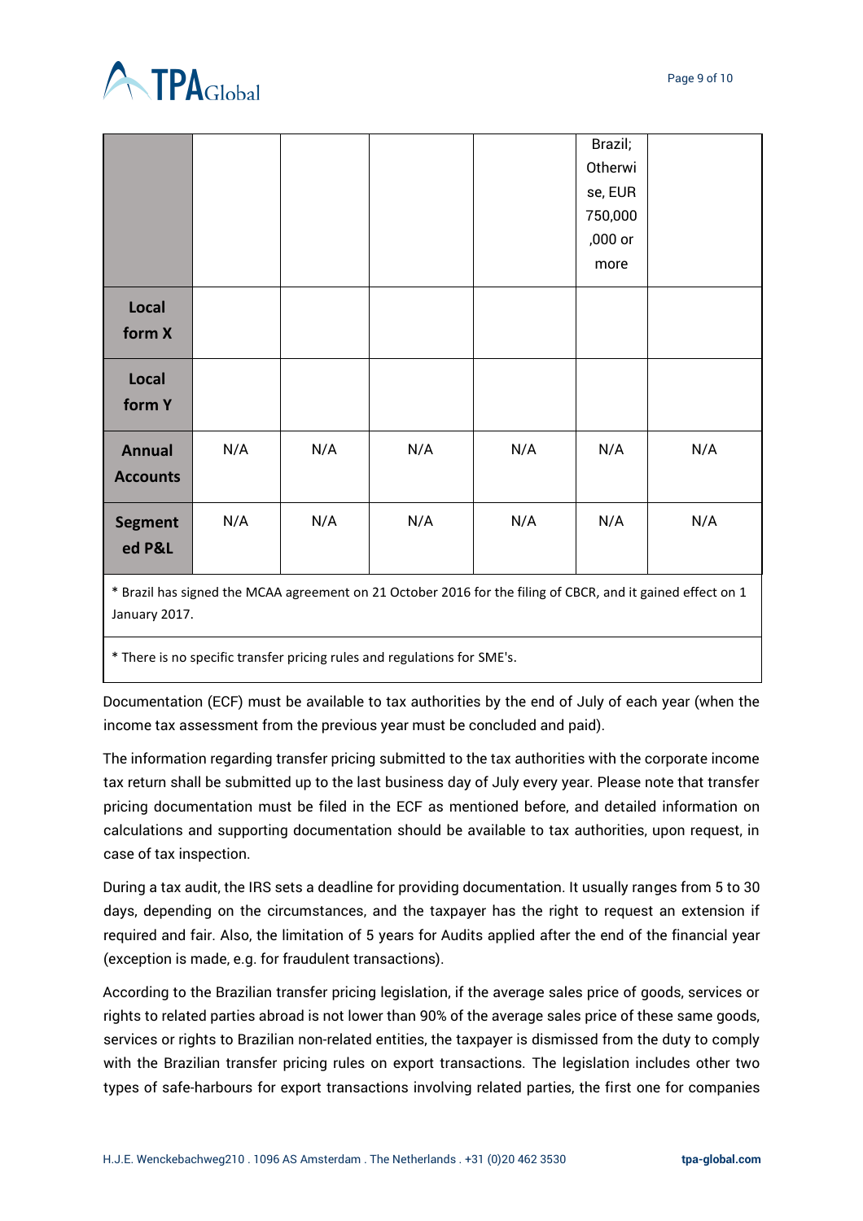| | | | | | | |
|---|---|---|---|---|---|---|
| | | | | | Brazil; Otherwise, EUR 750,000,000 or more | |
| **Local form X** | | | | | | |
| **Local form Y** | | | | | | |
| **Annual Accounts** | N/A | N/A | N/A | N/A | N/A | N/A |
| **Segmented P&L** | N/A | N/A | N/A | N/A | N/A | N/A |
| * Brazil has signed the MCAA agreement on 21 October 2016 for the filing of CBCR, and it gained effect on 1 January 2017. | | | | | | |
| * There is no specific transfer pricing rules and regulations for SME's. | | | | | | |

Documentation (ECF) must be available to tax authorities by the end of July of each year (when the income tax assessment from the previous year must be concluded and paid).

The information regarding transfer pricing submitted to the tax authorities with the corporate income tax return shall be submitted up to the last business day of July every year. Please note that transfer pricing documentation must be filed in the ECF as mentioned before, and detailed information on calculations and supporting documentation should be available to tax authorities, upon request, in case of tax inspection.

During a tax audit, the IRS sets a deadline for providing documentation. It usually ranges from 5 to 30 days, depending on the circumstances, and the taxpayer has the right to request an extension if required and fair. Also, the limitation of 5 years for Audits applied after the end of the financial year (exception is made, e.g. for fraudulent transactions).

According to the Brazilian transfer pricing legislation, if the average sales price of goods, services or rights to related parties abroad is not lower than 90% of the average sales price of these same goods, services or rights to Brazilian non-related entities, the taxpayer is dismissed from the duty to comply with the Brazilian transfer pricing rules on export transactions. The legislation includes other two types of safe-harbours for export transactions involving related parties, the first one for companies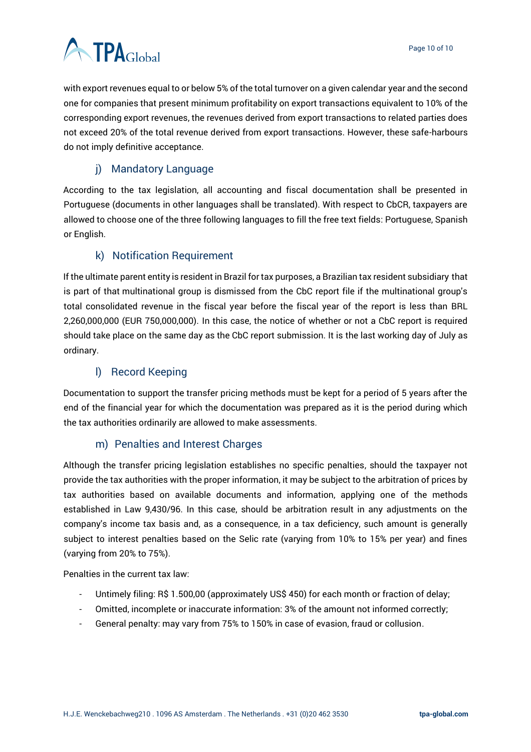with export revenues equal to or below 5% of the total turnover on a given calendar year and the second one for companies that present minimum profitability on export transactions equivalent to 10% of the corresponding export revenues, the revenues derived from export transactions to related parties does not exceed 20% of the total revenue derived from export transactions. However, these safe-harbours do not imply definitive acceptance.

### j) Mandatory Language

According to the tax legislation, all accounting and fiscal documentation shall be presented in Portuguese (documents in other languages shall be translated). With respect to CbCR, taxpayers are allowed to choose one of the three following languages to fill the free text fields: Portuguese, Spanish or English.

### k) Notification Requirement

If the ultimate parent entity is resident in Brazil for tax purposes, a Brazilian tax resident subsidiary that is part of that multinational group is dismissed from the CbC report file if the multinational group's total consolidated revenue in the fiscal year before the fiscal year of the report is less than BRL 2,260,000,000 (EUR 750,000,000). In this case, the notice of whether or not a CbC report is required should take place on the same day as the CbC report submission. It is the last working day of July as ordinary.

### l) Record Keeping

Documentation to support the transfer pricing methods must be kept for a period of 5 years after the end of the financial year for which the documentation was prepared as it is the period during which the tax authorities ordinarily are allowed to make assessments.

### m) Penalties and Interest Charges

Although the transfer pricing legislation establishes no specific penalties, should the taxpayer not provide the tax authorities with the proper information, it may be subject to the arbitration of prices by tax authorities based on available documents and information, applying one of the methods established in Law 9,430/96. In this case, should be arbitration result in any adjustments on the company's income tax basis and, as a consequence, in a tax deficiency, such amount is generally subject to interest penalties based on the Selic rate (varying from 10% to 15% per year) and fines (varying from 20% to 75%).

Penalties in the current tax law:

- Untimely filing: R$ 1.500,00 (approximately US$ 450) for each month or fraction of delay;
- Omitted, incomplete or inaccurate information: 3% of the amount not informed correctly;
- General penalty: may vary from 75% to 150% in case of evasion, fraud or collusion.